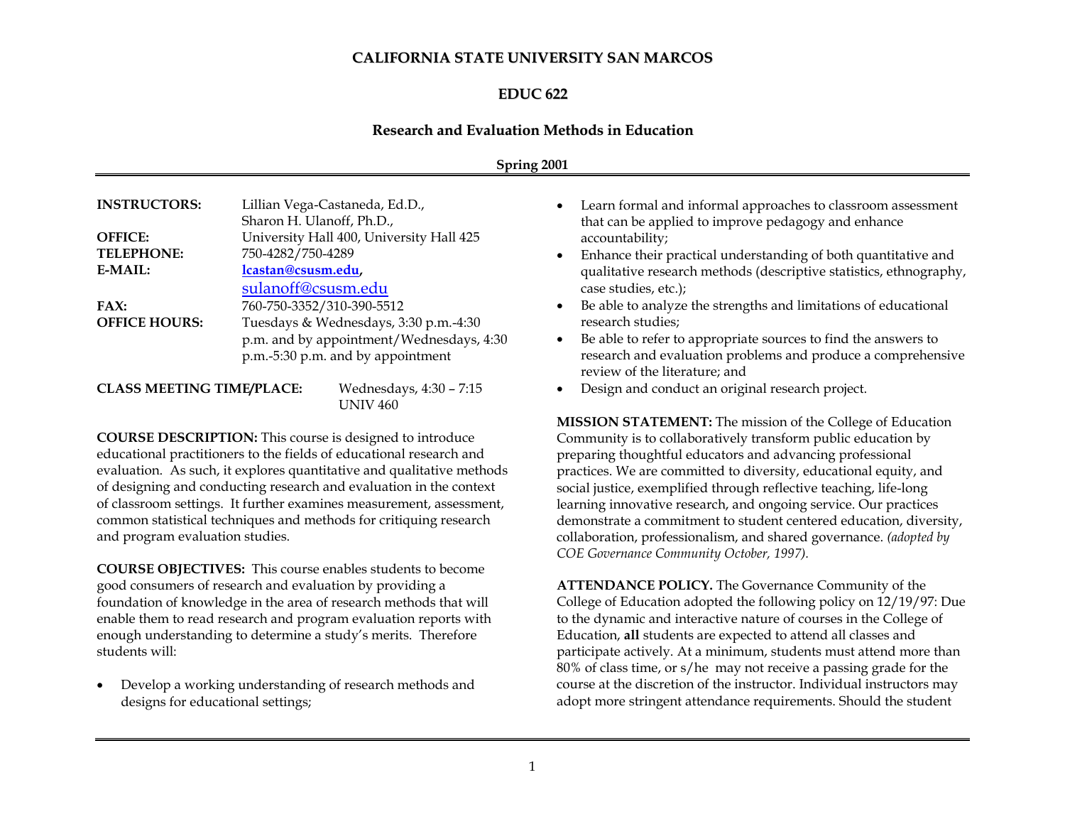# CALIFORNIA STATE UNIVERSITY SAN MARCOS

## EDUC 622

### Research and Evaluation Methods in Education

**Spring 2001**

**INSTRUCTORS:** Lillian Vega-Castaneda, Ed.D., Sharon H. Ulanoff, Ph.D.,
**OFFICE:** University Hall 400, University Hall 425
**TELEPHONE:** 750-4282/750-4289
**E-MAIL:** **lcastan@csusm.edu**, sulanoff@csusm.edu
**FAX:** 760-750-3352/310-390-5512
**OFFICE HOURS:** Tuesdays & Wednesdays, 3:30 p.m.-4:30 p.m. and by appointment/Wednesdays, 4:30 p.m.-5:30 p.m. and by appointment

**CLASS MEETING TIME/PLACE:** Wednesdays, 4:30 – 7:15 UNIV 460

**COURSE DESCRIPTION:** This course is designed to introduce educational practitioners to the fields of educational research and evaluation. As such, it explores quantitative and qualitative methods of designing and conducting research and evaluation in the context of classroom settings. It further examines measurement, assessment, common statistical techniques and methods for critiquing research and program evaluation studies.

**COURSE OBJECTIVES:** This course enables students to become good consumers of research and evaluation by providing a foundation of knowledge in the area of research methods that will enable them to read research and program evaluation reports with enough understanding to determine a study's merits. Therefore students will:

- Develop a working understanding of research methods and designs for educational settings;
- Learn formal and informal approaches to classroom assessment that can be applied to improve pedagogy and enhance accountability;
- Enhance their practical understanding of both quantitative and qualitative research methods (descriptive statistics, ethnography, case studies, etc.);
- Be able to analyze the strengths and limitations of educational research studies;
- Be able to refer to appropriate sources to find the answers to research and evaluation problems and produce a comprehensive review of the literature; and
- Design and conduct an original research project.

**MISSION STATEMENT:** The mission of the College of Education Community is to collaboratively transform public education by preparing thoughtful educators and advancing professional practices. We are committed to diversity, educational equity, and social justice, exemplified through reflective teaching, life-long learning innovative research, and ongoing service. Our practices demonstrate a commitment to student centered education, diversity, collaboration, professionalism, and shared governance. *(adopted by COE Governance Community October, 1997).*

**ATTENDANCE POLICY.** The Governance Community of the College of Education adopted the following policy on 12/19/97: Due to the dynamic and interactive nature of courses in the College of Education, **all** students are expected to attend all classes and participate actively. At a minimum, students must attend more than 80% of class time, or s/he may not receive a passing grade for the course at the discretion of the instructor. Individual instructors may adopt more stringent attendance requirements. Should the student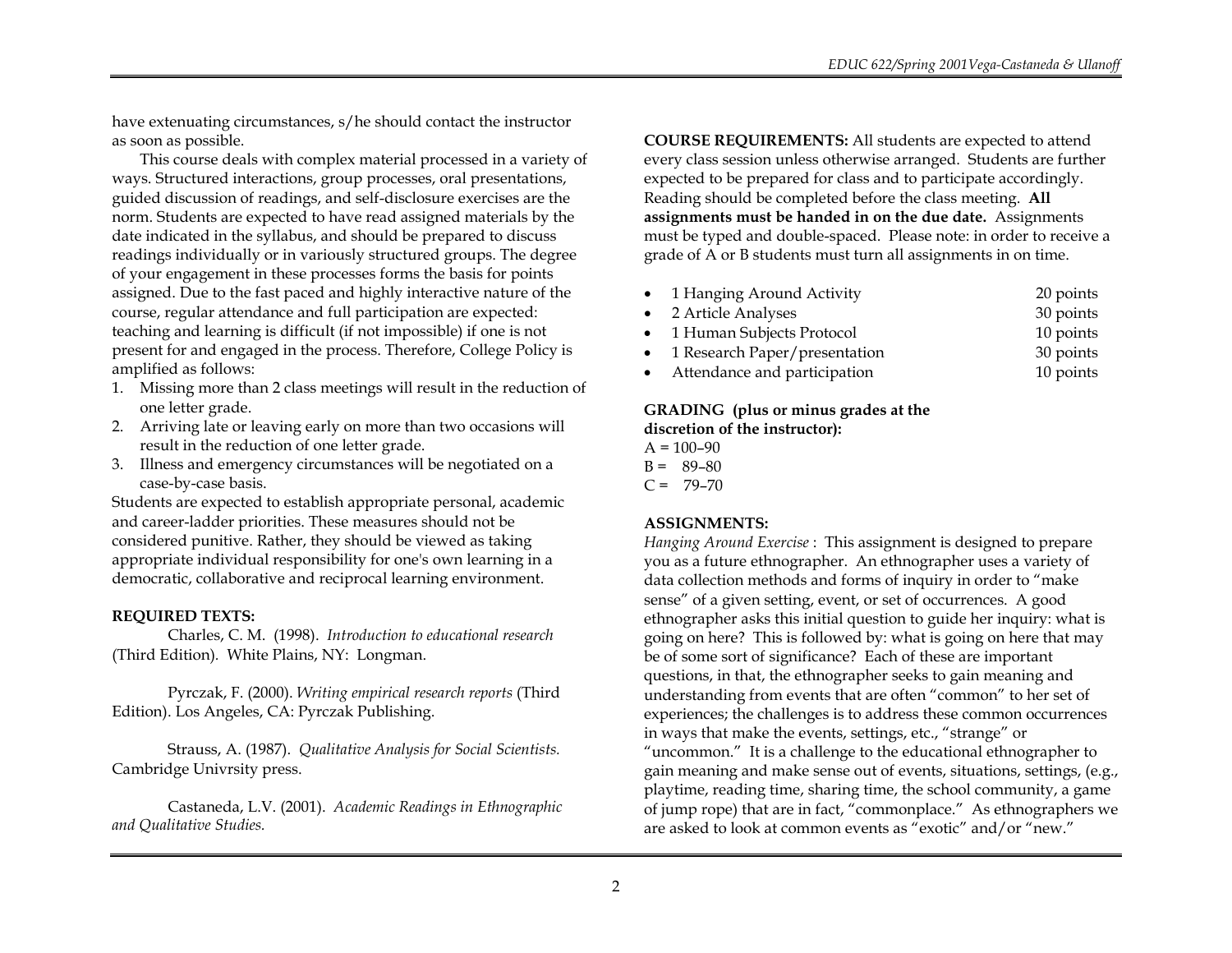have extenuating circumstances, s/he should contact the instructor as soon as possible.

This course deals with complex material processed in a variety of ways. Structured interactions, group processes, oral presentations, guided discussion of readings, and self-disclosure exercises are the norm. Students are expected to have read assigned materials by the date indicated in the syllabus, and should be prepared to discuss readings individually or in variously structured groups. The degree of your engagement in these processes forms the basis for points assigned. Due to the fast paced and highly interactive nature of the course, regular attendance and full participation are expected: teaching and learning is difficult (if not impossible) if one is not present for and engaged in the process. Therefore, College Policy is amplified as follows:

1. Missing more than 2 class meetings will result in the reduction of one letter grade.
2. Arriving late or leaving early on more than two occasions will result in the reduction of one letter grade.
3. Illness and emergency circumstances will be negotiated on a case-by-case basis.

Students are expected to establish appropriate personal, academic and career-ladder priorities. These measures should not be considered punitive. Rather, they should be viewed as taking appropriate individual responsibility for one's own learning in a democratic, collaborative and reciprocal learning environment.

**REQUIRED TEXTS:**

Charles, C. M. (1998). *Introduction to educational research* (Third Edition). White Plains, NY: Longman.

Pyrczak, F. (2000). *Writing empirical research reports* (Third Edition). Los Angeles, CA: Pyrczak Publishing.

Strauss, A. (1987). *Qualitative Analysis for Social Scientists.* Cambridge Univrsity press.

Castaneda, L.V. (2001). *Academic Readings in Ethnographic and Qualitative Studies.*

**COURSE REQUIREMENTS:** All students are expected to attend every class session unless otherwise arranged. Students are further expected to be prepared for class and to participate accordingly. Reading should be completed before the class meeting. **All assignments must be handed in on the due date.** Assignments must be typed and double-spaced. Please note: in order to receive a grade of A or B students must turn all assignments in on time.

- 1 Hanging Around Activity — 20 points
- 2 Article Analyses — 30 points
- 1 Human Subjects Protocol — 10 points
- 1 Research Paper/presentation — 30 points
- Attendance and participation — 10 points

**GRADING (plus or minus grades at the discretion of the instructor):**

A = 100–90
B = 89–80
C = 79–70

**ASSIGNMENTS:**

*Hanging Around Exercise* : This assignment is designed to prepare you as a future ethnographer. An ethnographer uses a variety of data collection methods and forms of inquiry in order to "make sense" of a given setting, event, or set of occurrences. A good ethnographer asks this initial question to guide her inquiry: what is going on here? This is followed by: what is going on here that may be of some sort of significance? Each of these are important questions, in that, the ethnographer seeks to gain meaning and understanding from events that are often "common" to her set of experiences; the challenges is to address these common occurrences in ways that make the events, settings, etc., "strange" or "uncommon." It is a challenge to the educational ethnographer to gain meaning and make sense out of events, situations, settings, (e.g., playtime, reading time, sharing time, the school community, a game of jump rope) that are in fact, "commonplace." As ethnographers we are asked to look at common events as "exotic" and/or "new."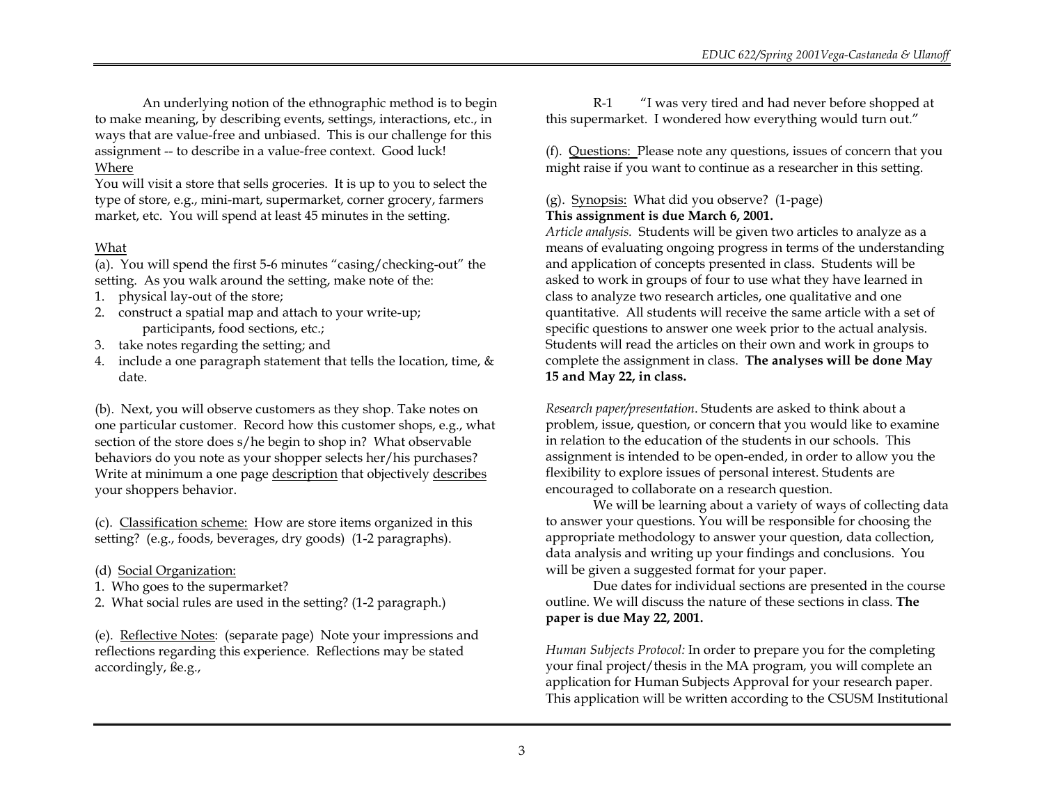An underlying notion of the ethnographic method is to begin to make meaning, by describing events, settings, interactions, etc., in ways that are value-free and unbiased. This is our challenge for this assignment -- to describe in a value-free context. Good luck!

Where

You will visit a store that sells groceries. It is up to you to select the type of store, e.g., mini-mart, supermarket, corner grocery, farmers market, etc. You will spend at least 45 minutes in the setting.

What

(a). You will spend the first 5-6 minutes "casing/checking-out" the setting. As you walk around the setting, make note of the:

1. physical lay-out of the store;
2. construct a spatial map and attach to your write-up; participants, food sections, etc.;
3. take notes regarding the setting; and
4. include a one paragraph statement that tells the location, time, & date.

(b). Next, you will observe customers as they shop. Take notes on one particular customer. Record how this customer shops, e.g., what section of the store does s/he begin to shop in? What observable behaviors do you note as your shopper selects her/his purchases? Write at minimum a one page description that objectively describes your shoppers behavior.

(c). Classification scheme: How are store items organized in this setting? (e.g., foods, beverages, dry goods) (1-2 paragraphs).

(d) Social Organization:

1. Who goes to the supermarket?
2. What social rules are used in the setting? (1-2 paragraph.)

(e). Reflective Notes: (separate page) Note your impressions and reflections regarding this experience. Reflections may be stated accordingly, ße.g.,

R-1 "I was very tired and had never before shopped at this supermarket. I wondered how everything would turn out."

(f). Questions: Please note any questions, issues of concern that you might raise if you want to continue as a researcher in this setting.

(g). Synopsis: What did you observe? (1-page)

**This assignment is due March 6, 2001.**

*Article analysis.* Students will be given two articles to analyze as a means of evaluating ongoing progress in terms of the understanding and application of concepts presented in class. Students will be asked to work in groups of four to use what they have learned in class to analyze two research articles, one qualitative and one quantitative. All students will receive the same article with a set of specific questions to answer one week prior to the actual analysis. Students will read the articles on their own and work in groups to complete the assignment in class. **The analyses will be done May 15 and May 22, in class.**

*Research paper/presentation*. Students are asked to think about a problem, issue, question, or concern that you would like to examine in relation to the education of the students in our schools. This assignment is intended to be open-ended, in order to allow you the flexibility to explore issues of personal interest. Students are encouraged to collaborate on a research question.

We will be learning about a variety of ways of collecting data to answer your questions. You will be responsible for choosing the appropriate methodology to answer your question, data collection, data analysis and writing up your findings and conclusions. You will be given a suggested format for your paper.

Due dates for individual sections are presented in the course outline. We will discuss the nature of these sections in class. **The paper is due May 22, 2001.**

*Human Subjects Protocol:* In order to prepare you for the completing your final project/thesis in the MA program, you will complete an application for Human Subjects Approval for your research paper. This application will be written according to the CSUSM Institutional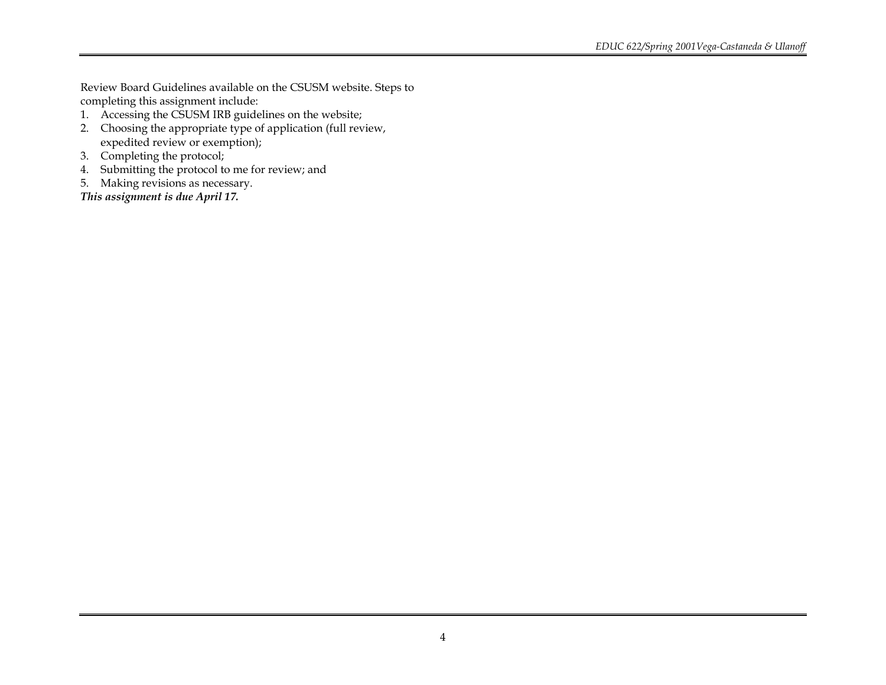Review Board Guidelines available on the CSUSM website. Steps to completing this assignment include:

1. Accessing the CSUSM IRB guidelines on the website;
2. Choosing the appropriate type of application (full review, expedited review or exemption);
3. Completing the protocol;
4. Submitting the protocol to me for review; and
5. Making revisions as necessary.

***This assignment is due April 17.***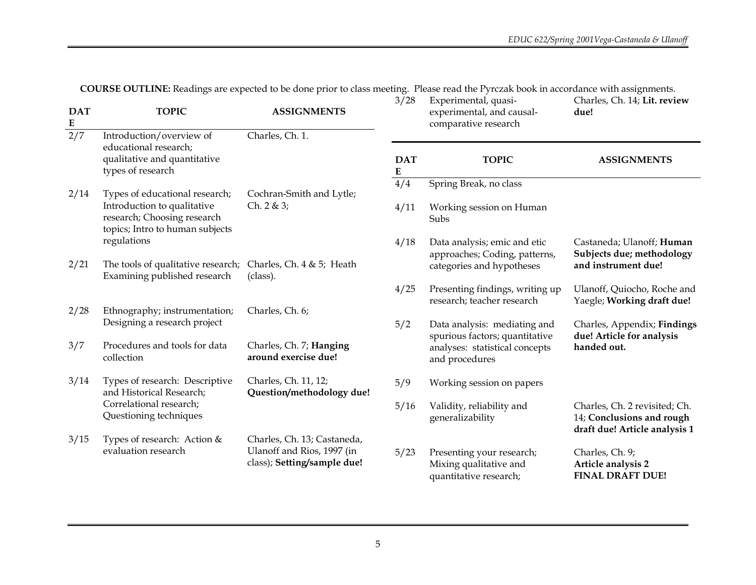**COURSE OUTLINE:** Readings are expected to be done prior to class meeting. Please read the Pyrczak book in accordance with assignments.

| DATE | TOPIC | ASSIGNMENTS |
|---|---|---|
| 2/7 | Introduction/overview of educational research; qualitative and quantitative types of research | Charles, Ch. 1. |
| 2/14 | Types of educational research; Introduction to qualitative research; Choosing research topics; Intro to human subjects regulations | Cochran-Smith and Lytle; Ch. 2 & 3; |
| 2/21 | The tools of qualitative research; Examining published research | Charles, Ch. 4 & 5; Heath (class). |
| 2/28 | Ethnography; instrumentation; Designing a research project | Charles, Ch. 6; |
| 3/7 | Procedures and tools for data collection | Charles, Ch. 7; **Hanging around exercise due!** |
| 3/14 | Types of research: Descriptive and Historical Research; Correlational research; Questioning techniques | Charles, Ch. 11, 12; **Question/methodology due!** |
| 3/15 | Types of research: Action & evaluation research | Charles, Ch. 13; Castaneda, Ulanoff and Rios, 1997 (in class); **Setting/sample due!** |
| 3/28 | Experimental, quasi-experimental, and causal-comparative research | Charles, Ch. 14; **Lit. review due!** |
| 4/4 | Spring Break, no class | |
| 4/11 | Working session on Human Subs | |
| 4/18 | Data analysis; emic and etic approaches; Coding, patterns, categories and hypotheses | Castaneda; Ulanoff; **Human Subjects due; methodology and instrument due!** |
| 4/25 | Presenting findings, writing up research; teacher research | Ulanoff, Quiocho, Roche and Yaegle; **Working draft due!** |
| 5/2 | Data analysis: mediating and spurious factors; quantitative analyses: statistical concepts and procedures | Charles, Appendix; **Findings due! Article for analysis handed out.** |
| 5/9 | Working session on papers | |
| 5/16 | Validity, reliability and generalizability | Charles, Ch. 2 revisited; Ch. 14; **Conclusions and rough draft due! Article analysis 1** |
| 5/23 | Presenting your research; Mixing qualitative and quantitative research; | Charles, Ch. 9; **Article analysis 2 FINAL DRAFT DUE!** |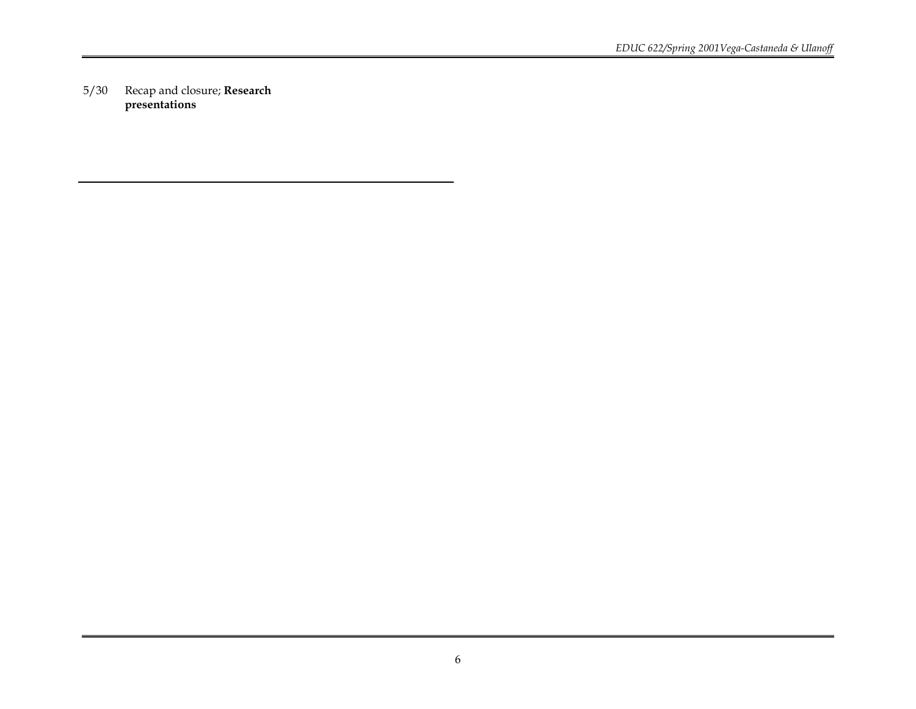| | |
|---|---|
| 5/30 | Recap and closure; **Research presentations** |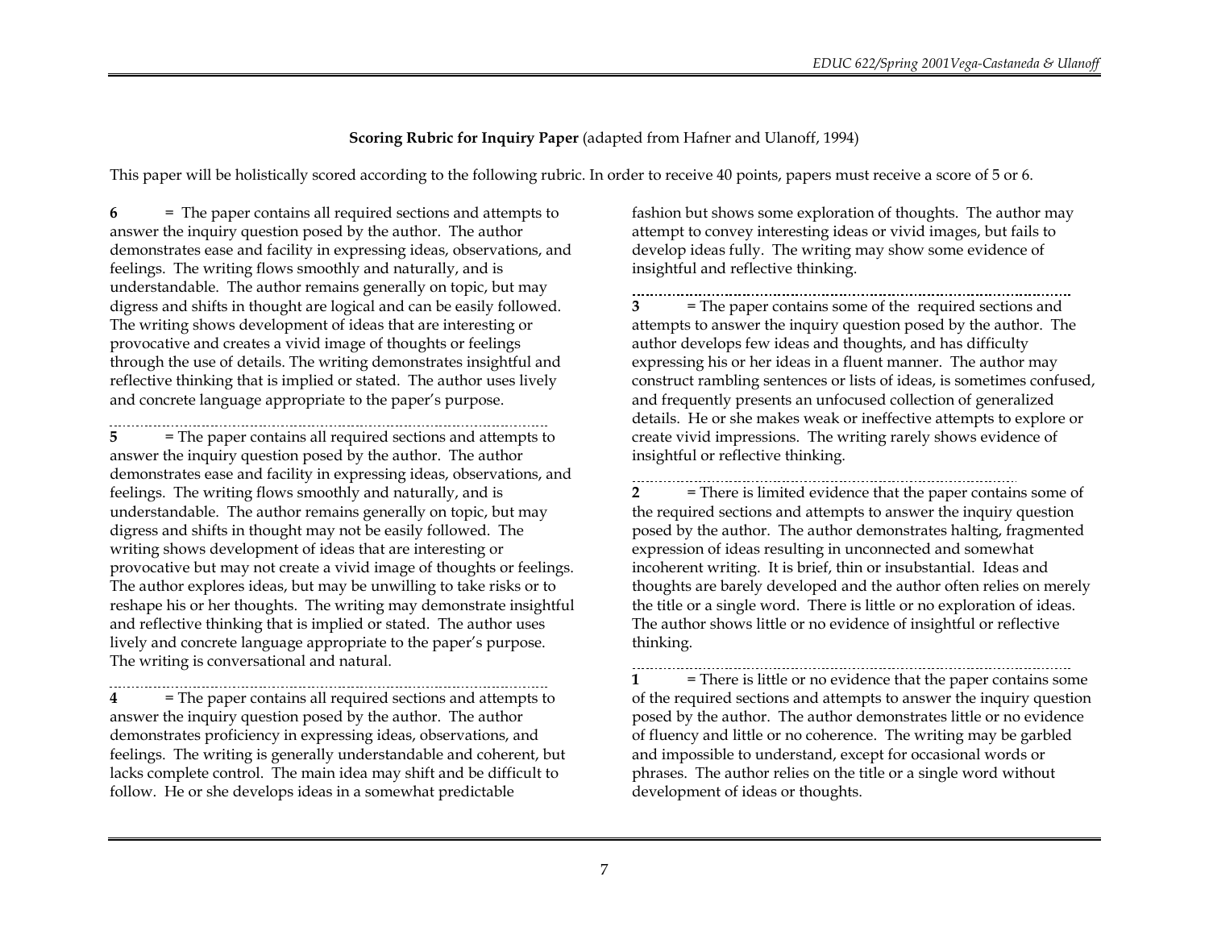**Scoring Rubric for Inquiry Paper** (adapted from Hafner and Ulanoff, 1994)

This paper will be holistically scored according to the following rubric. In order to receive 40 points, papers must receive a score of 5 or 6.

**6** = The paper contains all required sections and attempts to answer the inquiry question posed by the author. The author demonstrates ease and facility in expressing ideas, observations, and feelings. The writing flows smoothly and naturally, and is understandable. The author remains generally on topic, but may digress and shifts in thought are logical and can be easily followed. The writing shows development of ideas that are interesting or provocative and creates a vivid image of thoughts or feelings through the use of details. The writing demonstrates insightful and reflective thinking that is implied or stated. The author uses lively and concrete language appropriate to the paper's purpose.

**5** = The paper contains all required sections and attempts to answer the inquiry question posed by the author. The author demonstrates ease and facility in expressing ideas, observations, and feelings. The writing flows smoothly and naturally, and is understandable. The author remains generally on topic, but may digress and shifts in thought may not be easily followed. The writing shows development of ideas that are interesting or provocative but may not create a vivid image of thoughts or feelings. The author explores ideas, but may be unwilling to take risks or to reshape his or her thoughts. The writing may demonstrate insightful and reflective thinking that is implied or stated. The author uses lively and concrete language appropriate to the paper's purpose. The writing is conversational and natural.

**4** = The paper contains all required sections and attempts to answer the inquiry question posed by the author. The author demonstrates proficiency in expressing ideas, observations, and feelings. The writing is generally understandable and coherent, but lacks complete control. The main idea may shift and be difficult to follow. He or she develops ideas in a somewhat predictable fashion but shows some exploration of thoughts. The author may attempt to convey interesting ideas or vivid images, but fails to develop ideas fully. The writing may show some evidence of insightful and reflective thinking.

**3** = The paper contains some of the required sections and attempts to answer the inquiry question posed by the author. The author develops few ideas and thoughts, and has difficulty expressing his or her ideas in a fluent manner. The author may construct rambling sentences or lists of ideas, is sometimes confused, and frequently presents an unfocused collection of generalized details. He or she makes weak or ineffective attempts to explore or create vivid impressions. The writing rarely shows evidence of insightful or reflective thinking.

**2** = There is limited evidence that the paper contains some of the required sections and attempts to answer the inquiry question posed by the author. The author demonstrates halting, fragmented expression of ideas resulting in unconnected and somewhat incoherent writing. It is brief, thin or insubstantial. Ideas and thoughts are barely developed and the author often relies on merely the title or a single word. There is little or no exploration of ideas. The author shows little or no evidence of insightful or reflective thinking.

**1** = There is little or no evidence that the paper contains some of the required sections and attempts to answer the inquiry question posed by the author. The author demonstrates little or no evidence of fluency and little or no coherence. The writing may be garbled and impossible to understand, except for occasional words or phrases. The author relies on the title or a single word without development of ideas or thoughts.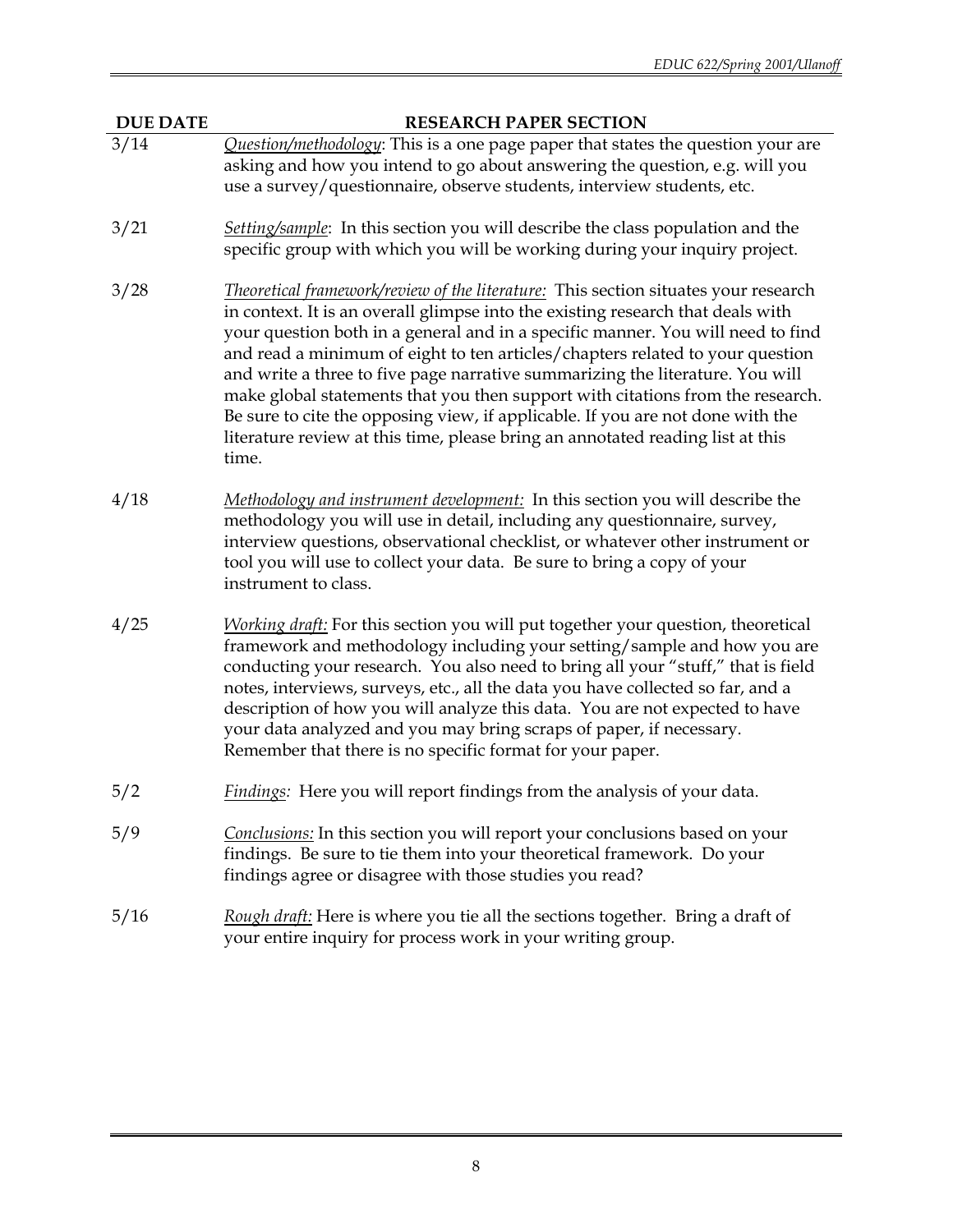| DUE DATE | RESEARCH PAPER SECTION |
|---|---|
| 3/14 | <u>*Question/methodology*</u>: This is a one page paper that states the question your are asking and how you intend to go about answering the question, e.g. will you use a survey/questionnaire, observe students, interview students, etc. |
| 3/21 | <u>*Setting/sample*</u>: In this section you will describe the class population and the specific group with which you will be working during your inquiry project. |
| 3/28 | <u>*Theoretical framework/review of the literature:*</u> This section situates your research in context. It is an overall glimpse into the existing research that deals with your question both in a general and in a specific manner. You will need to find and read a minimum of eight to ten articles/chapters related to your question and write a three to five page narrative summarizing the literature. You will make global statements that you then support with citations from the research. Be sure to cite the opposing view, if applicable. If you are not done with the literature review at this time, please bring an annotated reading list at this time. |
| 4/18 | <u>*Methodology and instrument development:*</u> In this section you will describe the methodology you will use in detail, including any questionnaire, survey, interview questions, observational checklist, or whatever other instrument or tool you will use to collect your data. Be sure to bring a copy of your instrument to class. |
| 4/25 | <u>*Working draft:*</u> For this section you will put together your question, theoretical framework and methodology including your setting/sample and how you are conducting your research. You also need to bring all your "stuff," that is field notes, interviews, surveys, etc., all the data you have collected so far, and a description of how you will analyze this data. You are not expected to have your data analyzed and you may bring scraps of paper, if necessary. Remember that there is no specific format for your paper. |
| 5/2 | <u>*Findings:*</u> Here you will report findings from the analysis of your data. |
| 5/9 | <u>*Conclusions:*</u> In this section you will report your conclusions based on your findings. Be sure to tie them into your theoretical framework. Do your findings agree or disagree with those studies you read? |
| 5/16 | <u>*Rough draft:*</u> Here is where you tie all the sections together. Bring a draft of your entire inquiry for process work in your writing group. |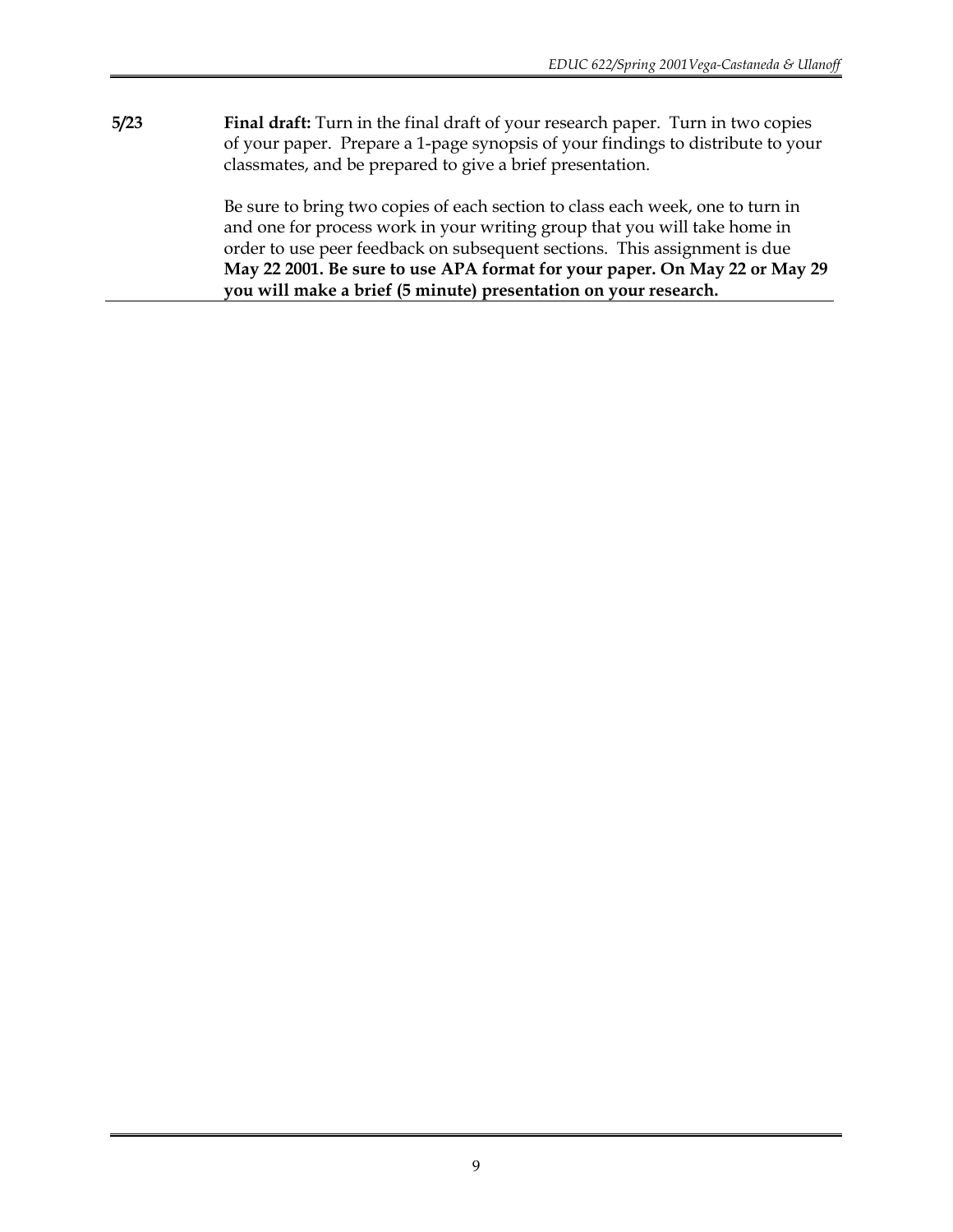**5/23** **Final draft:** Turn in the final draft of your research paper. Turn in two copies of your paper. Prepare a 1-page synopsis of your findings to distribute to your classmates, and be prepared to give a brief presentation.

Be sure to bring two copies of each section to class each week, one to turn in and one for process work in your writing group that you will take home in order to use peer feedback on subsequent sections. This assignment is due **May 22 2001. Be sure to use APA format for your paper. On May 22 or May 29 you will make a brief (5 minute) presentation on your research.**